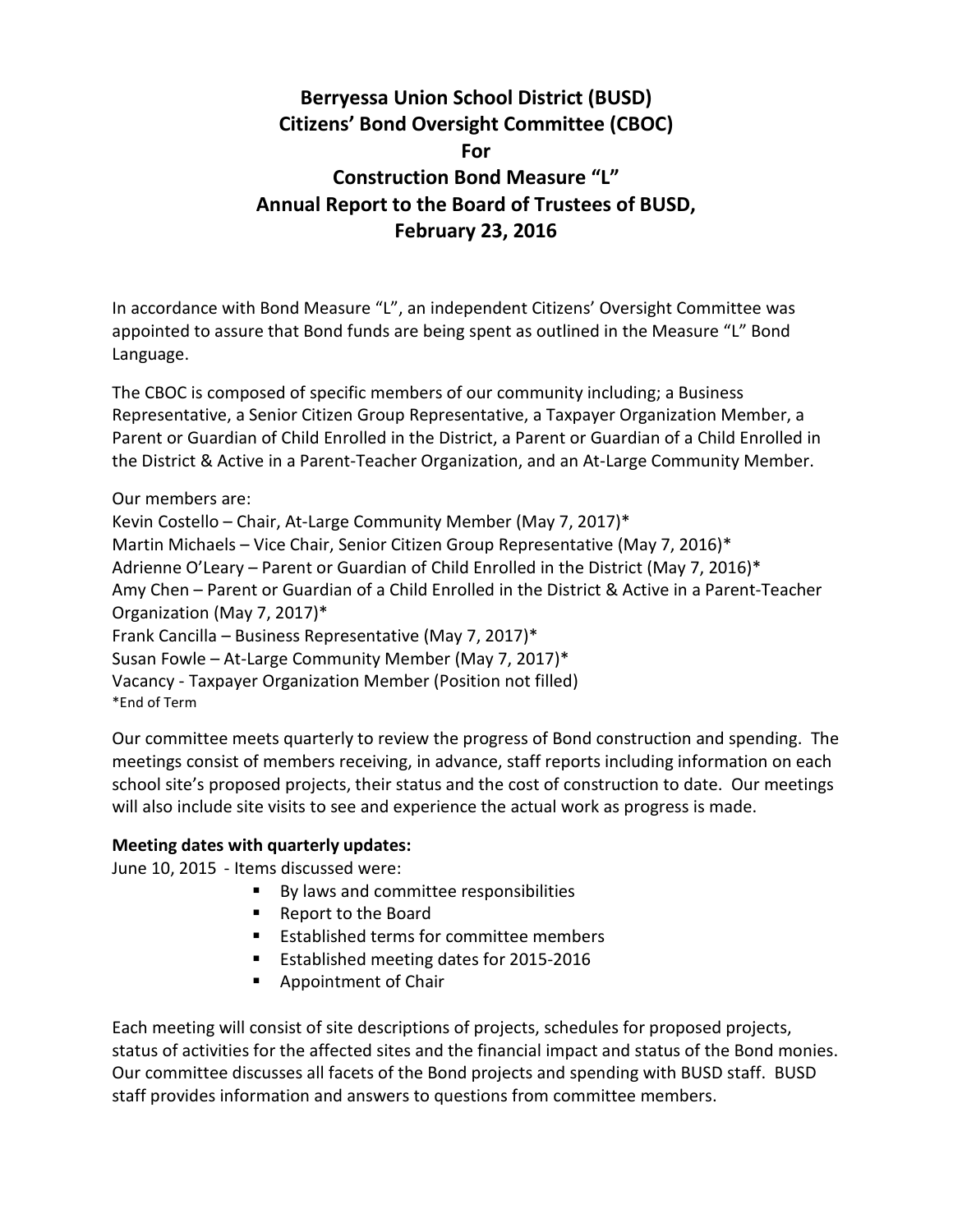# Berryessa Union School District (BUSD)
# Citizens' Bond Oversight Committee (CBOC)
# For
# Construction Bond Measure "L"
# Annual Report to the Board of Trustees of BUSD,
# February 23, 2016

In accordance with Bond Measure "L", an independent Citizens' Oversight Committee was appointed to assure that Bond funds are being spent as outlined in the Measure "L" Bond Language.

The CBOC is composed of specific members of our community including; a Business Representative, a Senior Citizen Group Representative, a Taxpayer Organization Member, a Parent or Guardian of Child Enrolled in the District, a Parent or Guardian of a Child Enrolled in the District & Active in a Parent-Teacher Organization, and an At-Large Community Member.

Our members are:
Kevin Costello – Chair, At-Large Community Member (May 7, 2017)*
Martin Michaels – Vice Chair, Senior Citizen Group Representative (May 7, 2016)*
Adrienne O'Leary – Parent or Guardian of Child Enrolled in the District (May 7, 2016)*
Amy Chen – Parent or Guardian of a Child Enrolled in the District & Active in a Parent-Teacher Organization (May 7, 2017)*
Frank Cancilla – Business Representative (May 7, 2017)*
Susan Fowle – At-Large Community Member (May 7, 2017)*
Vacancy - Taxpayer Organization Member (Position not filled)
*End of Term

Our committee meets quarterly to review the progress of Bond construction and spending. The meetings consist of members receiving, in advance, staff reports including information on each school site's proposed projects, their status and the cost of construction to date. Our meetings will also include site visits to see and experience the actual work as progress is made.

**Meeting dates with quarterly updates:**

June 10, 2015 - Items discussed were:

- By laws and committee responsibilities
- Report to the Board
- Established terms for committee members
- Established meeting dates for 2015-2016
- Appointment of Chair

Each meeting will consist of site descriptions of projects, schedules for proposed projects, status of activities for the affected sites and the financial impact and status of the Bond monies. Our committee discusses all facets of the Bond projects and spending with BUSD staff. BUSD staff provides information and answers to questions from committee members.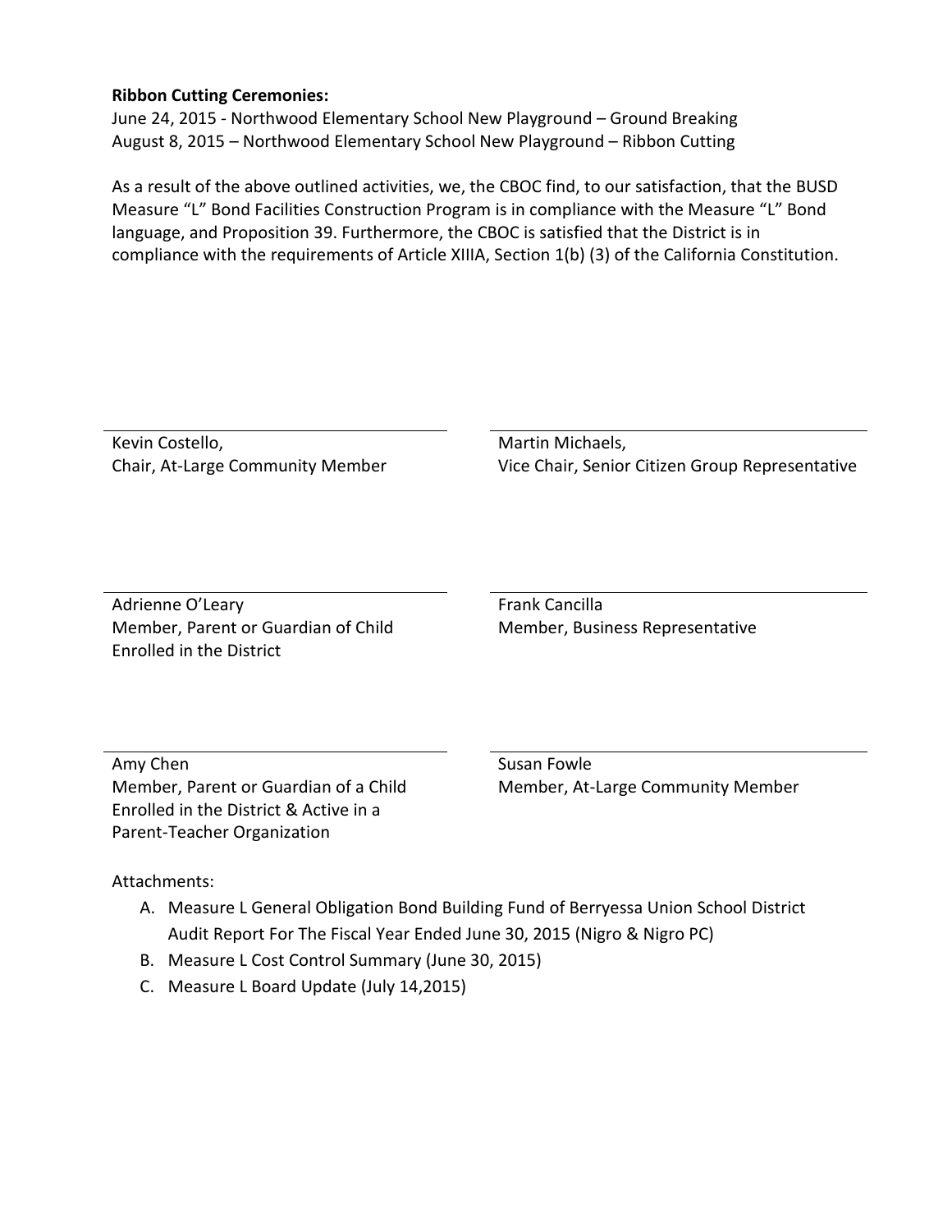**Ribbon Cutting Ceremonies:**

June 24, 2015 - Northwood Elementary School New Playground – Ground Breaking
August 8, 2015 – Northwood Elementary School New Playground – Ribbon Cutting

As a result of the above outlined activities, we, the CBOC find, to our satisfaction, that the BUSD Measure "L" Bond Facilities Construction Program is in compliance with the Measure "L" Bond language, and Proposition 39. Furthermore, the CBOC is satisfied that the District is in compliance with the requirements of Article XIIIA, Section 1(b) (3) of the California Constitution.

Kevin Costello,
Chair, At-Large Community Member

Martin Michaels,
Vice Chair, Senior Citizen Group Representative

Adrienne O'Leary
Member, Parent or Guardian of Child Enrolled in the District

Frank Cancilla
Member, Business Representative

Amy Chen
Member, Parent or Guardian of a Child Enrolled in the District & Active in a Parent-Teacher Organization

Susan Fowle
Member, At-Large Community Member

Attachments:

A. Measure L General Obligation Bond Building Fund of Berryessa Union School District Audit Report For The Fiscal Year Ended June 30, 2015 (Nigro & Nigro PC)
B. Measure L Cost Control Summary (June 30, 2015)
C. Measure L Board Update (July 14,2015)